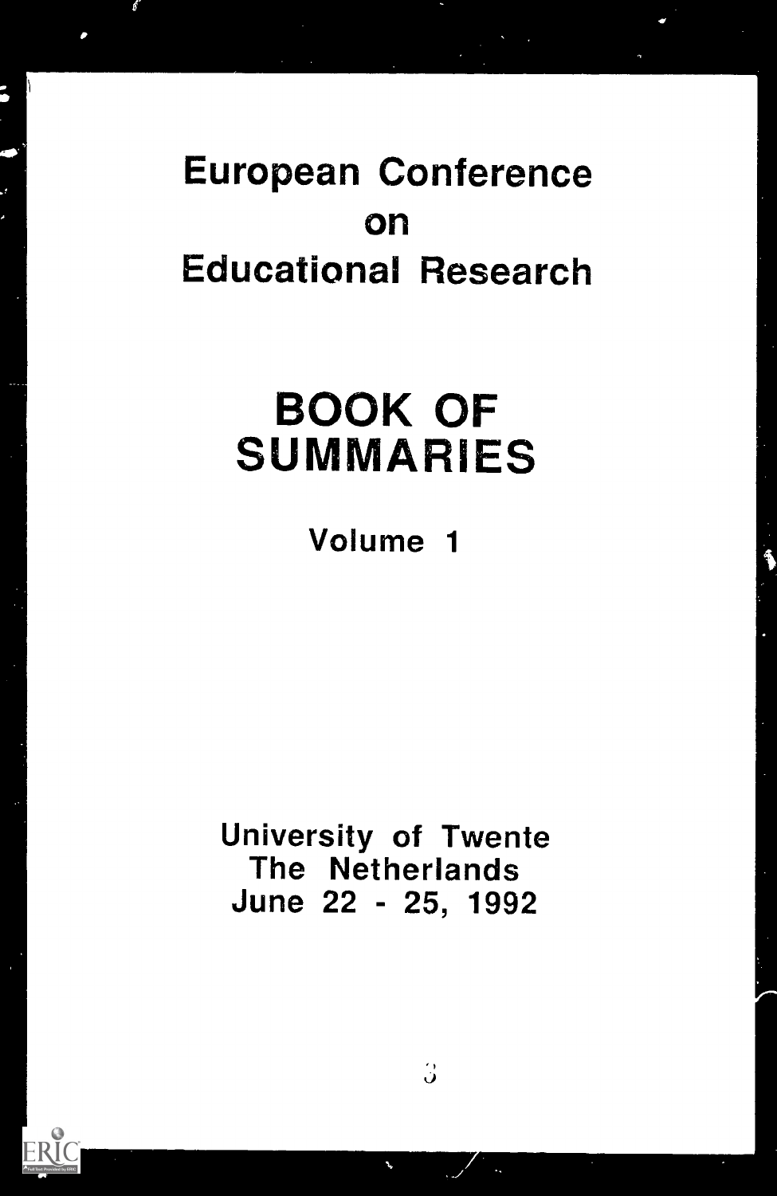# European Conference on Educational Research

# BOOK OF SUMMARIES

## Volume 1

University of Twente
The Netherlands
June 22 - 25, 1992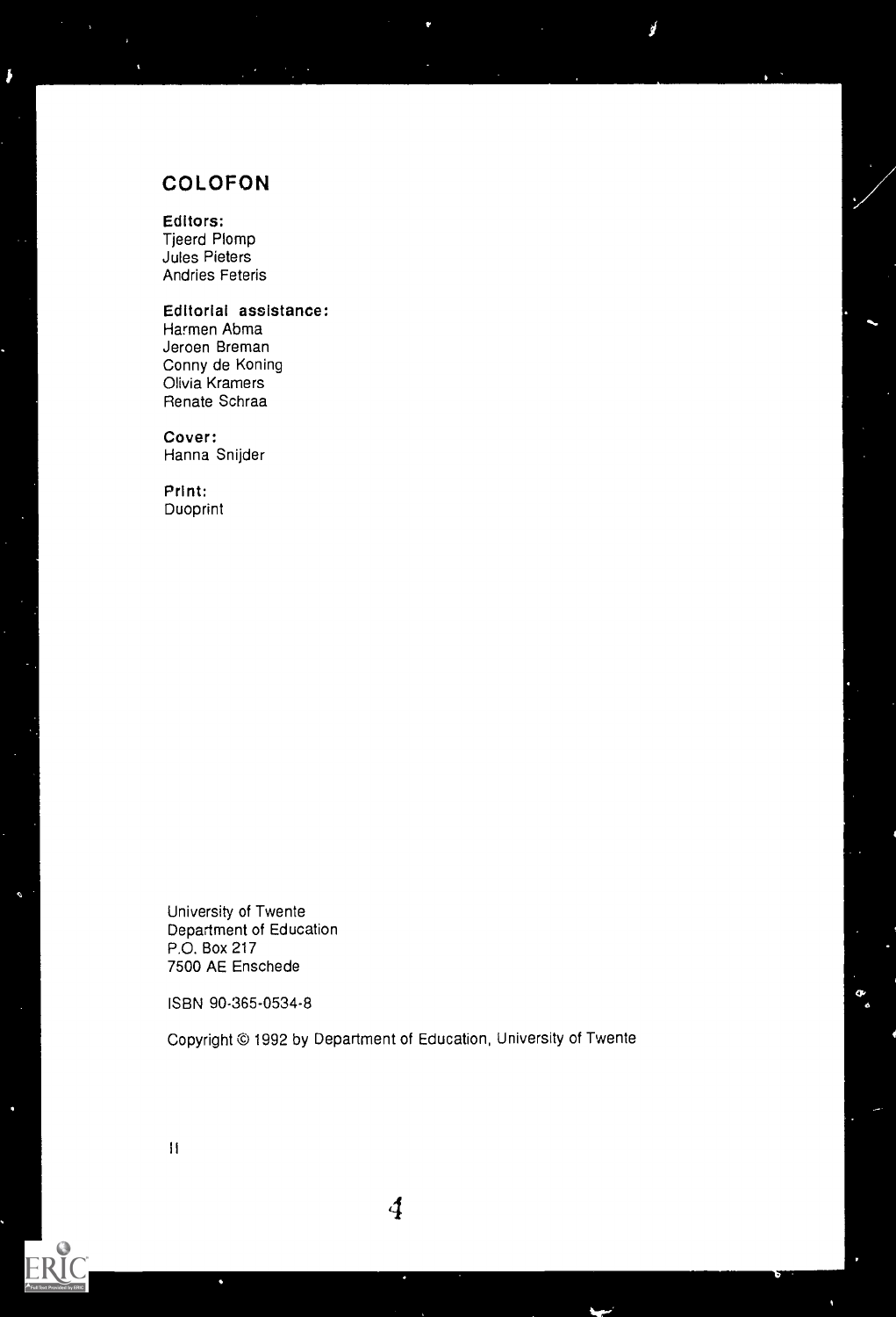# COLOFON

**Editors:**
Tjeerd Plomp
Jules Pieters
Andries Feteris

**Editorial assistance:**
Harmen Abma
Jeroen Breman
Conny de Koning
Olivia Kramers
Renate Schraa

**Cover:**
Hanna Snijder

**Print:**
Duoprint

University of Twente
Department of Education
P.O. Box 217
7500 AE Enschede

ISBN 90-365-0534-8

Copyright © 1992 by Department of Education, University of Twente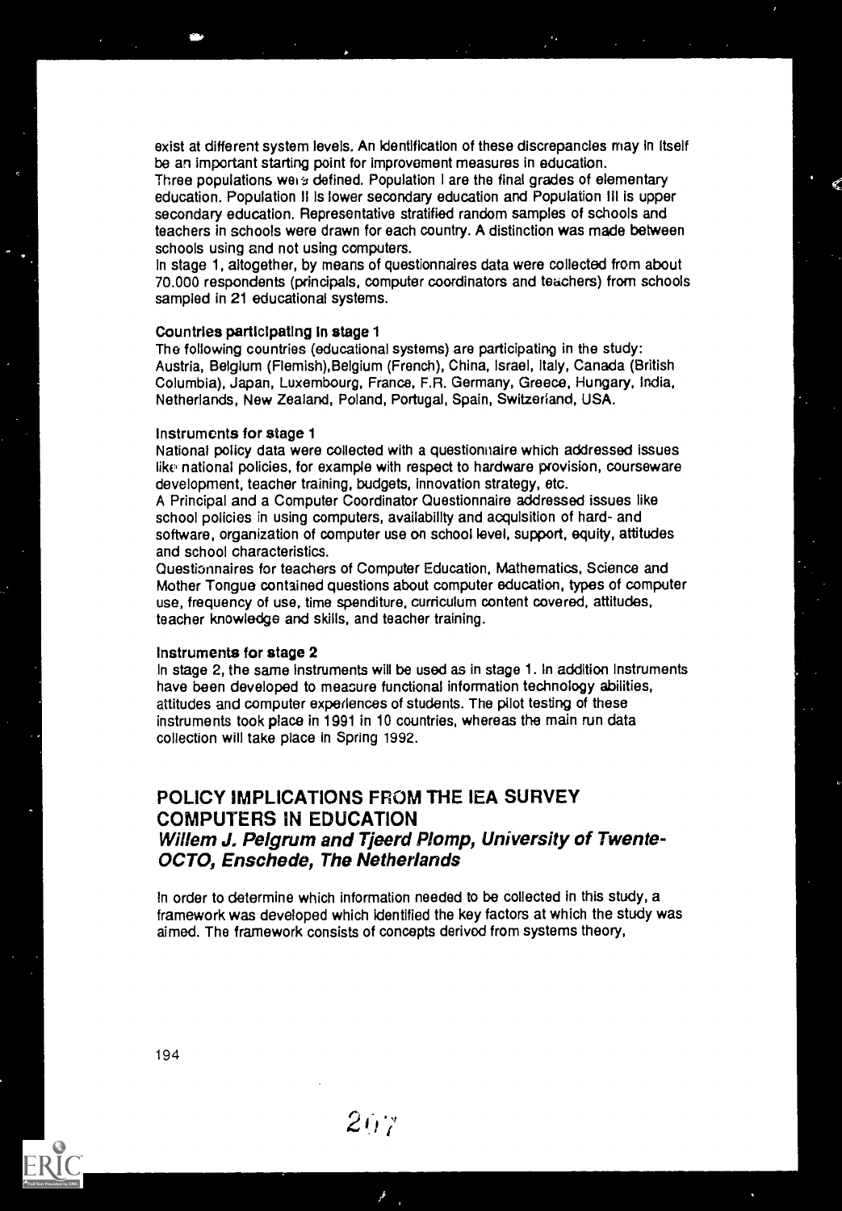exist at different system levels. An identification of these discrepancies may in itself be an important starting point for improvement measures in education.
Three populations were defined. Population I are the final grades of elementary education. Population II is lower secondary education and Population III is upper secondary education. Representative stratified random samples of schools and teachers in schools were drawn for each country. A distinction was made between schools using and not using computers.
In stage 1, altogether, by means of questionnaires data were collected from about 70.000 respondents (principals, computer coordinators and teachers) from schools sampled in 21 educational systems.

**Countries participating in stage 1**
The following countries (educational systems) are participating in the study: Austria, Belgium (Flemish),Belgium (French), China, Israel, Italy, Canada (British Columbia), Japan, Luxembourg, France, F.R. Germany, Greece, Hungary, India, Netherlands, New Zealand, Poland, Portugal, Spain, Switzerland, USA.

**Instruments for stage 1**
National policy data were collected with a questionnaire which addressed issues like national policies, for example with respect to hardware provision, courseware development, teacher training, budgets, innovation strategy, etc.
A Principal and a Computer Coordinator Questionnaire addressed issues like school policies in using computers, availability and acquisition of hard- and software, organization of computer use on school level, support, equity, attitudes and school characteristics.
Questionnaires for teachers of Computer Education, Mathematics, Science and Mother Tongue contained questions about computer education, types of computer use, frequency of use, time spenditure, curriculum content covered, attitudes, teacher knowledge and skills, and teacher training.

**Instruments for stage 2**
In stage 2, the same instruments will be used as in stage 1. In addition instruments have been developed to measure functional information technology abilities, attitudes and computer experiences of students. The pilot testing of these instruments took place in 1991 in 10 countries, whereas the main run data collection will take place in Spring 1992.

## POLICY IMPLICATIONS FROM THE IEA SURVEY COMPUTERS IN EDUCATION

### *Willem J. Pelgrum and Tjeerd Plomp, University of Twente-OCTO, Enschede, The Netherlands*

In order to determine which information needed to be collected in this study, a framework was developed which identified the key factors at which the study was aimed. The framework consists of concepts derived from systems theory,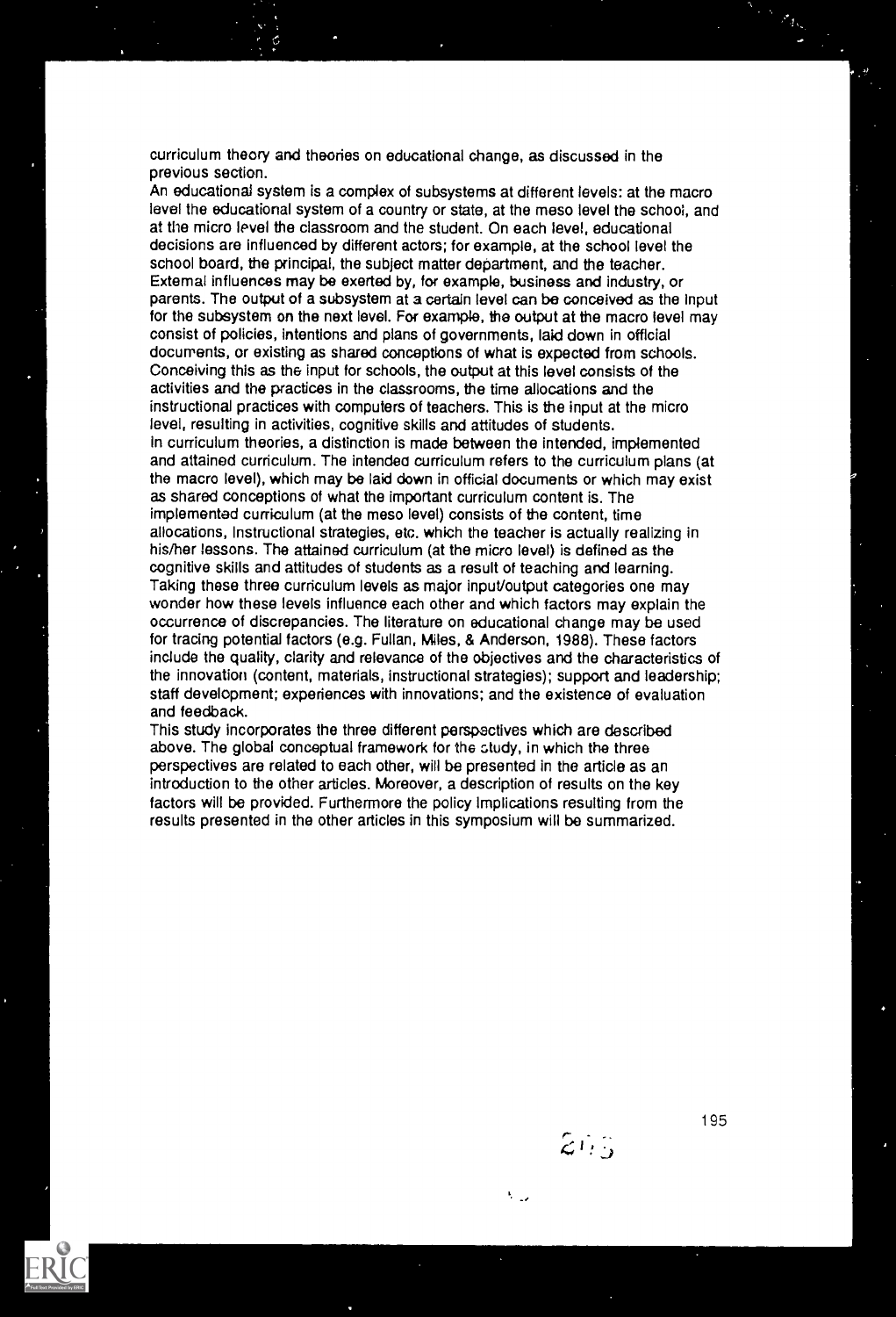curriculum theory and theories on educational change, as discussed in the previous section.

An educational system is a complex of subsystems at different levels: at the macro level the educational system of a country or state, at the meso level the school, and at the micro level the classroom and the student. On each level, educational decisions are influenced by different actors; for example, at the school level the school board, the principal, the subject matter department, and the teacher. External influences may be exerted by, for example, business and industry, or parents. The output of a subsystem at a certain level can be conceived as the input for the subsystem on the next level. For example, the output at the macro level may consist of policies, intentions and plans of governments, laid down in official documents, or existing as shared conceptions of what is expected from schools. Conceiving this as the input for schools, the output at this level consists of the activities and the practices in the classrooms, the time allocations and the instructional practices with computers of teachers. This is the input at the micro level, resulting in activities, cognitive skills and attitudes of students.

In curriculum theories, a distinction is made between the intended, implemented and attained curriculum. The intended curriculum refers to the curriculum plans (at the macro level), which may be laid down in official documents or which may exist as shared conceptions of what the important curriculum content is. The implemented curriculum (at the meso level) consists of the content, time allocations, instructional strategies, etc. which the teacher is actually realizing in his/her lessons. The attained curriculum (at the micro level) is defined as the cognitive skills and attitudes of students as a result of teaching and learning. Taking these three curriculum levels as major input/output categories one may wonder how these levels influence each other and which factors may explain the occurrence of discrepancies. The literature on educational change may be used for tracing potential factors (e.g. Fullan, Miles, & Anderson, 1988). These factors include the quality, clarity and relevance of the objectives and the characteristics of the innovation (content, materials, instructional strategies); support and leadership; staff development; experiences with innovations; and the existence of evaluation and feedback.

This study incorporates the three different perspectives which are described above. The global conceptual framework for the study, in which the three perspectives are related to each other, will be presented in the article as an introduction to the other articles. Moreover, a description of results on the key factors will be provided. Furthermore the policy implications resulting from the results presented in the other articles in this symposium will be summarized.